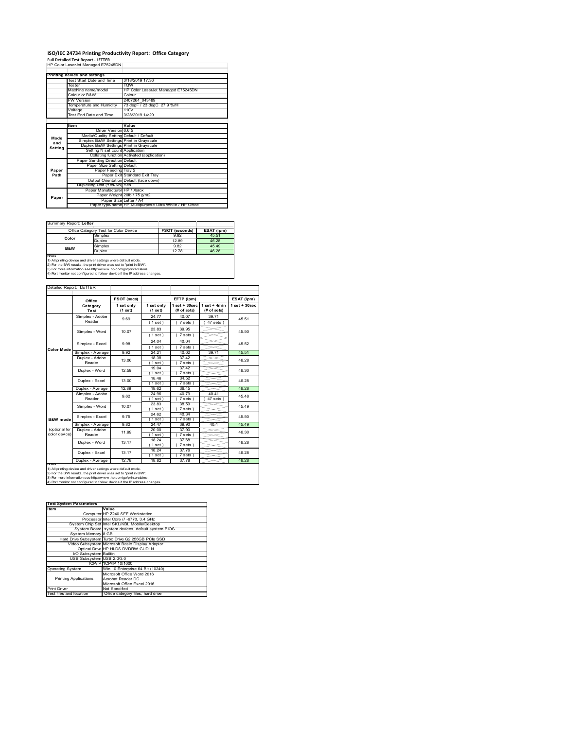# ISO/IEC 24734 Printing Productivity Report: Office Category

**Full Detailed Test Report - LETTER**

HP Color LaserJet Managed E75245DN

| Printing device and settings | |
|---|---|
| Test Start Date and Time | 3/18/2019 17:36 |
| Tester | TQW |
| Machine name/model | HP Color LaserJet Managed E75245DN |
| Colour or B&W | Colour |
| FW Version | 2407264_043489 |
| Temperature and Humidity | 73 degF / 23 degC 27.9 %rH |
| Voltage | 110V |
| Test End Date and Time | 3/28/2019 14:29 |

| | Item | Value |
|---|---|---|
| Mode and Setting | Driver Version | 6.6.5 |
| | Media/Quality Setting | Default / Default |
| | Simplex B&W Settings | Print in Grayscale |
| | Duplex B&W Settings | Print in Grayscale |
| | Setting N set count | Application |
| | Collating function | Activated (application) |
| Paper Path | Paper Sending Direction | Default |
| | Paper Size Setting | Default |
| | Paper Feeding | Tray 2 |
| | Paper Exit | Standard Exit Tray |
| | Output Orientation | Default (face down) |
| | Duplexing Unit (Yes/No) | Yes |
| Paper | Paper Manufacturer | HP / Xerox |
| | Paper Weight | 20lb / 75 g/m2 |
| | Paper Size | Letter / A4 |
| | Paper type/name | HP Multipurpose Ultra White / HP Office |

Summary Report: **Letter**

| Office Category Test for Color Device | | FSOT (seconds) | ESAT (ipm) |
|---|---|---|---|
| Color | Simplex | 9.92 | 45.51 |
| | Duplex | 12.89 | 46.28 |
| B&W | Simplex | 9.82 | 45.49 |
| | Duplex | 12.78 | 46.28 |

Notes
1) All printing device and driver settings were default mode.
2) For the B/W results, the print driver was set to "print in B/W".
3) For more information see http://www.hp.com/go/printerclaims.
4) Port monitor not configured to follow device if the IP address changes.

Detailed Report: LETTER

| | Office Category Test | FSOT (secs) 1 set only (1 set) | EFTP (ipm) 1 set only (1 set) | EFTP (ipm) 1 set + 30sec (# of sets) | EFTP (ipm) 1 set + 4min (# of sets) | ESAT (ipm) 1 set + 30sec |
|---|---|---|---|---|---|---|
| Color Mode | Simplex - Adobe Reader | 9.69 | 24.77 (1 set) | 40.07 (7 sets) | 39.71 (47 sets) | 45.51 |
| | Simplex - Word | 10.07 | 23.83 (1 set) | 39.95 (7 sets) | | 45.50 |
| | Simplex - Excel | 9.98 | 24.04 (1 set) | 40.04 (7 sets) | | 45.52 |
| | Simplex - Average | 9.92 | 24.21 | 40.02 | 39.71 | 45.51 |
| | Duplex - Adobe Reader | 13.06 | 18.38 (1 set) | 37.42 (7 sets) | | 46.28 |
| | Duplex - Word | 12.59 | 19.04 (1 set) | 37.42 (7 sets) | | 46.30 |
| | Duplex - Excel | 13.00 | 18.46 (1 set) | 34.52 (7 sets) | | 46.28 |
| | Duplex - Average | 12.89 | 18.62 | 36.45 | | 46.28 |
| B&W mode (optional for color device) | Simplex - Adobe Reader | 9.62 | 24.96 (1 set) | 40.79 (7 sets) | 40.41 (47 sets) | 45.48 |
| | Simplex - Word | 10.07 | 23.83 (1 set) | 38.59 (7 sets) | | 45.49 |
| | Simplex - Excel | 9.75 | 24.62 (1 set) | 40.34 (7 sets) | | 45.50 |
| | Simplex - Average | 9.82 | 24.47 | 39.90 | 40.4 | 45.49 |
| | Duplex - Adobe Reader | 11.99 | 20.00 (1 set) | 37.90 (7 sets) | | 46.30 |
| | Duplex - Word | 13.17 | 18.24 (1 set) | 37.68 (7 sets) | | 46.28 |
| | Duplex - Excel | 13.17 | 18.24 (1 set) | 37.76 (7 sets) | | 46.28 |
| | Duplex - Average | 12.78 | 18.82 | 37.78 | | 46.28 |

Notes
1) All printing device and driver settings were default mode.
2) For the B/W results, the print driver was set to "print in B/W".
3) For more information see http://www.hp.com/go/printerclaims.
4) Port monitor not configured to follow device if the IP address changes.

| Test System Parameters | |
|---|---|
| Item | Value |
| Computer | HP Z240 SFF Workstation |
| Processor | Intel Core i7 -6770, 3.4 GHz |
| System Chip Set | Intel SKL/KBL Mobile/Desktop |
| System Board | system devices, default system BIOS |
| System Memory | 8 GB |
| Hard Drive Subsystem | Turbo Drive G2 256GB PCIe SSD |
| Video Subsystem | Microsoft Basic Display Adaptor |
| Optical Drive | HP HLDS DVDRW GUD1N |
| I/O Subsystem | Builtin |
| USB Subsystem | USB 2.0/3.0 |
| TCP/IP | TCP/IP 10/1000 |
| Operating System | Win 10 Enterprise 64 Bit (10240) |
| Printing Applications | Microsoft Office Word 2016<br>Acrobat Reader DC<br>Microsoft Office Excel 2016 |
| Print Driver | Not Specified |
| Test files and location | Office category files, hard drive |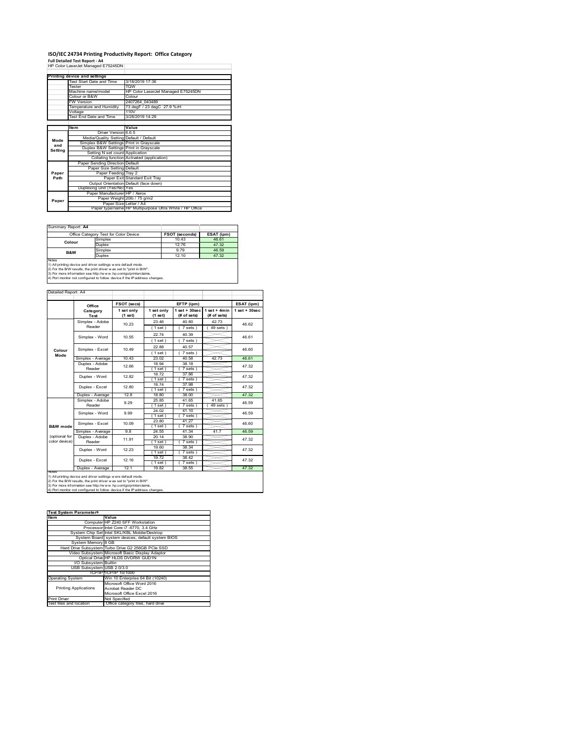# ISO/IEC 24734 Printing Productivity Report: Office Category

**Full Detailed Test Report - A4**

HP Color LaserJet Managed E75245DN

| Printing device and settings | |
|---|---|
| Test Start Date and Time | 3/18/2019 17:36 |
| Tester | TQW |
| Machine name/model | HP Color LaserJet Managed E75245DN |
| Colour or B&W | Colour |
| FW Version | 2407264_043489 |
| Temperature and Humidity | 73 degF / 23 degC 27.9 %rH |
| Voltage | 110V |
| Test End Date and Time | 3/28/2019 14:29 |

| | Item | Value |
|---|---|---|
| Mode and Setting | Driver Version | 6.6.5 |
| | Media/Quality Setting | Default / Default |
| | Simplex B&W Settings | Print in Grayscale |
| | Duplex B&W Settings | Print in Grayscale |
| | Setting N set count | Application |
| | Collating function | Activated (application) |
| Paper Path | Paper Sending Direction | Default |
| | Paper Size Setting | Default |
| | Paper Feeding | Tray 2 |
| | Paper Exit | Standard Exit Tray |
| | Output Orientation | Default (face down) |
| | Duplexing Unit (Yes/No) | Yes |
| Paper | Paper Manufacturer | HP / Xerox |
| | Paper Weight | 20lb / 75 g/m2 |
| | Paper Size | Letter / A4 |
| | Paper type/name | HP Multipurpose Ultra White / HP Office |

Summary Report: **A4**

| Office Category Test for Color Device | | FSOT (seconds) | ESAT (ipm) |
|---|---|---|---|
| Colour | Simplex | 10.43 | 46.61 |
| | Duplex | 12.76 | 47.32 |
| B&W | Simplex | 9.79 | 46.59 |
| | Duplex | 12.10 | 47.32 |

Notes
1) All printing device and driver settings were default mode.
2) For the B/W results, the print driver was set to "print in B/W".
3) For more information see http://www.hp.com/go/printerclaims.
4) Port monitor not configured to follow device if the IP address changes.

Detailed Report: A4

| | Office Category Test | FSOT (secs) 1 set only (1 set) | EFTP (ipm) 1 set only (1 set) | EFTP (ipm) 1 set + 30sec (# of sets) | EFTP (ipm) 1 set + 4min (# of sets) | ESAT (ipm) 1 set + 30sec |
|---|---|---|---|---|---|---|
| Colour Mode | Simplex - Adobe Reader | 10.23 | 23.46 (1 set) | 40.80 (7 sets) | 42.73 (49 sets) | 46.62 |
| | Simplex - Word | 10.55 | 22.74 (1 set) | 40.39 (7 sets) | | 46.61 |
| | Simplex - Excel | 10.49 | 22.88 (1 set) | 40.57 (7 sets) | | 46.60 |
| | Simplex - Average | 10.43 | 23.02 | 40.58 | 42.73 | 46.61 |
| | Duplex - Adobe Reader | 12.66 | 18.94 (1 set) | 38.18 (7 sets) | | 47.32 |
| | Duplex - Word | 12.82 | 18.72 (1 set) | 37.86 (7 sets) | | 47.32 |
| | Duplex - Excel | 12.80 | 18.74 (1 set) | 37.98 (7 sets) | | 47.32 |
| | Duplex - Average | 12.8 | 18.80 | 38.00 | | 47.32 |
| B&W mode (optional for color device) | Simplex - Adobe Reader | 9.29 | 25.85 (1 set) | 41.65 (7 sets) | 41.65 (49 sets) | 46.59 |
| | Simplex - Word | 9.99 | 24.02 (1 set) | 41.10 (7 sets) | | 46.59 |
| | Simplex - Excel | 10.09 | 23.80 (1 set) | 41.27 (7 sets) | | 46.60 |
| | Simplex - Average | 9.8 | 24.55 | 41.34 | 41.7 | 46.59 |
| | Duplex - Adobe Reader | 11.91 | 20.14 (1 set) | 38.90 (7 sets) | | 47.32 |
| | Duplex - Word | 12.23 | 19.60 (1 set) | 38.34 (7 sets) | | 47.32 |
| | Duplex - Excel | 12.16 | 19.72 (1 set) | 38.42 (7 sets) | | 47.32 |
| | Duplex - Average | 12.1 | 19.82 | 38.55 | | 47.32 |

Notes
1) All printing device and driver settings were default mode.
2) For the B/W results, the print driver was set to "print in B/W".
3) For more information see http://www.hp.com/go/printerclaims.
4) Port monitor not configured to follow device if the IP address changes.

| Test System Parameters | |
|---|---|
| **Item** | **Value** |
| Computer | HP Z240 SFF Workstation |
| Processor | Intel Core i7 -6770, 3.4 GHz |
| System Chip Set | Intel SKL/KBL Mobile/Desktop |
| System Board | system devices, default system BIOS |
| System Memory | 8 GB |
| Hard Drive Subsystem | Turbo Drive G2 256GB PCIe SSD |
| Video Subsystem | Microsoft Basic Display Adaptor |
| Optical Drive | HP HLDS DVDRW GUD1N |
| I/O Subsystem | Builtin |
| USB Subsystem | USB 2.0/3.0 |
| TCP/IP | TCP/IP 10/1000 |
| Operating System | Win 10 Enterprise 64 Bit (10240) |
| Printing Applications | Microsoft Office Word 2016<br>Acrobat Reader DC<br>Microsoft Office Excel 2016 |
| Print Driver | Not Specified |
| Test files and location | Office category files, hard drive |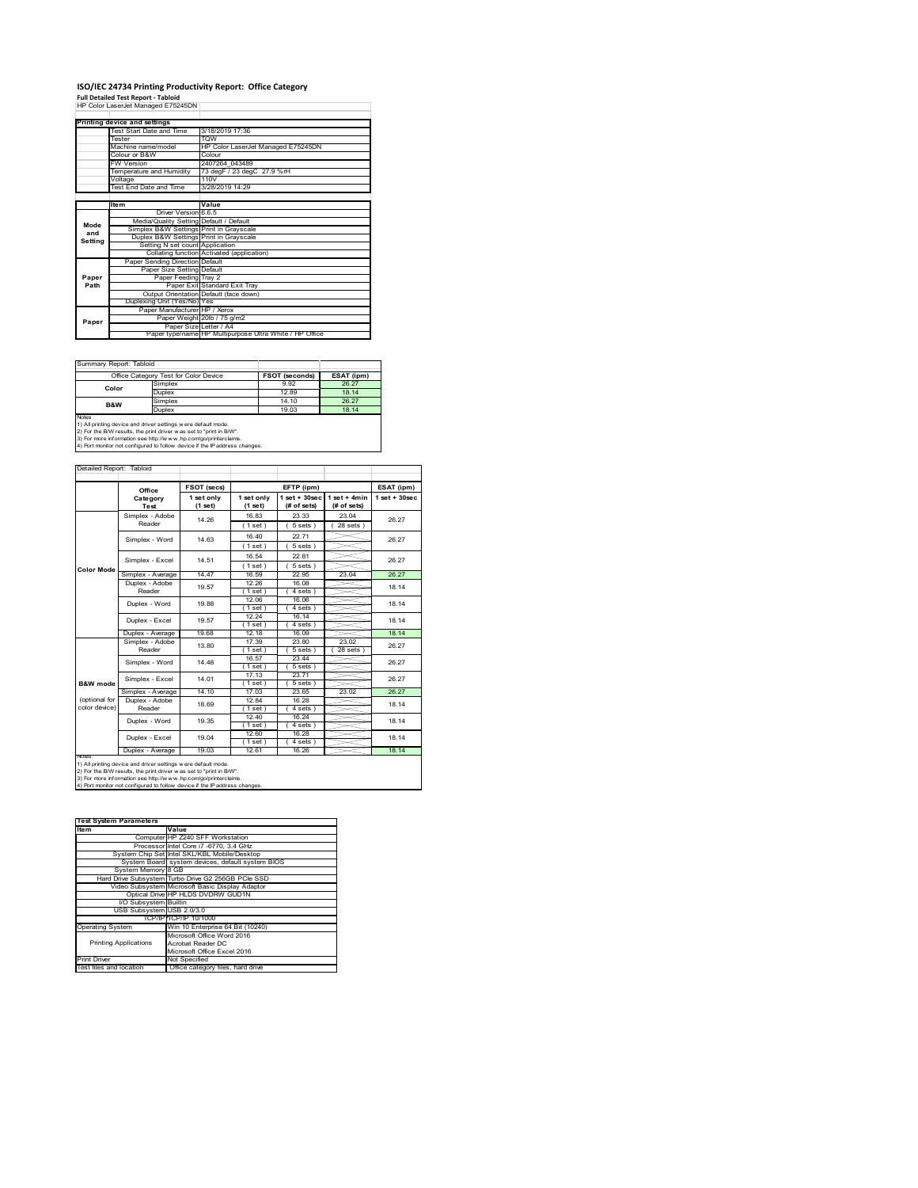# ISO/IEC 24734 Printing Productivity Report: Office Category

**Full Detailed Test Report - Tabloid**

HP Color LaserJet Managed E75245DN

| Printing device and settings | |
|---|---|
| Test Start Date and Time | 3/18/2019 17:36 |
| Tester | TQW |
| Machine name/model | HP Color LaserJet Managed E75245DN |
| Colour or B&W | Colour |
| FW Version | 2407264_043489 |
| Temperature and Humidity | 73 degF / 23 degC 27.9 %rH |
| Voltage | 110V |
| Test End Date and Time | 3/28/2019 14:29 |

| | Item | Value |
|---|---|---|
| Mode and Setting | Driver Version | 6.6.5 |
| | Media/Quality Setting | Default / Default |
| | Simplex B&W Settings | Print in Grayscale |
| | Duplex B&W Settings | Print in Grayscale |
| | Setting N set count | Application |
| | Collating function | Activated (application) |
| Paper Path | Paper Sending Direction | Default |
| | Paper Size Setting | Default |
| | Paper Feeding | Tray 2 |
| | Paper Exit | Standard Exit Tray |
| | Output Orientation | Default (face down) |
| | Duplexing Unit (Yes/No) | Yes |
| Paper | Paper Manufacturer | HP / Xerox |
| | Paper Weight | 20lb / 75 g/m2 |
| | Paper Size | Letter / A4 |
| | Paper type/name | HP Multipurpose Ultra White / HP Office |

Summary Report: Tabloid

| Office Category Test for Color Device | | FSOT (seconds) | ESAT (ipm) |
|---|---|---|---|
| Color | Simplex | 9.92 | 26.27 |
| | Duplex | 12.89 | 18.14 |
| B&W | Simplex | 14.10 | 26.27 |
| | Duplex | 19.03 | 18.14 |

Notes
1) All printing device and driver settings were default mode.
2) For the B/W results, the print driver was set to "print in B/W".
3) For more information see http://www.hp.com/go/printerclaims.
4) Port monitor not configured to follow device if the IP address changes.

Detailed Report: Tabloid

| | Office Category Test | FSOT (secs) 1 set only (1 set) | EFTP (ipm) 1 set only (1 set) | EFTP (ipm) 1 set + 30sec (# of sets) | EFTP (ipm) 1 set + 4min (# of sets) | ESAT (ipm) 1 set + 30sec |
|---|---|---|---|---|---|---|
| Color Mode | Simplex - Adobe Reader | 14.26 | 16.83 (1 set) | 23.33 (5 sets) | 23.04 (28 sets) | 26.27 |
| | Simplex - Word | 14.63 | 16.40 (1 set) | 22.71 (5 sets) | | 26.27 |
| | Simplex - Excel | 14.51 | 16.54 (1 set) | 22.81 (5 sets) | | 26.27 |
| | Simplex - Average | 14.47 | 16.59 | 22.95 | 23.04 | 26.27 |
| | Duplex - Adobe Reader | 19.57 | 12.26 (1 set) | 16.08 (4 sets) | | 18.14 |
| | Duplex - Word | 19.88 | 12.06 (1 set) | 16.06 (4 sets) | | 18.14 |
| | Duplex - Excel | 19.57 | 12.24 (1 set) | 16.14 (4 sets) | | 18.14 |
| | Duplex - Average | 19.68 | 12.18 | 16.09 | | 18.14 |
| B&W mode (optional for color device) | Simplex - Adobe Reader | 13.80 | 17.39 (1 set) | 23.80 (5 sets) | 23.02 (28 sets) | 26.27 |
| | Simplex - Word | 14.48 | 16.57 (1 set) | 23.44 (5 sets) | | 26.27 |
| | Simplex - Excel | 14.01 | 17.13 (1 set) | 23.71 (5 sets) | | 26.27 |
| | Simplex - Average | 14.10 | 17.03 | 23.65 | 23.02 | 26.27 |
| | Duplex - Adobe Reader | 18.69 | 12.84 (1 set) | 16.28 (4 sets) | | 18.14 |
| | Duplex - Word | 19.35 | 12.40 (1 set) | 16.24 (4 sets) | | 18.14 |
| | Duplex - Excel | 19.04 | 12.60 (1 set) | 16.28 (4 sets) | | 18.14 |
| | Duplex - Average | 19.03 | 12.61 | 16.26 | | 18.14 |

Notes
1) All printing device and driver settings were default mode.
2) For the B/W results, the print driver was set to "print in B/W".
3) For more information see http://www.hp.com/go/printerclaims.
4) Port monitor not configured to follow device if the IP address changes.

| Test System Parameters | |
|---|---|
| **Item** | **Value** |
| Computer | HP Z240 SFF Workstation |
| Processor | Intel Core i7 -6770, 3.4 GHz |
| System Chip Set | Intel SKL/KBL Mobile/Desktop |
| System Board | system devices, default system BIOS |
| System Memory | 8 GB |
| Hard Drive Subsystem | Turbo Drive G2 256GB PCIe SSD |
| Video Subsystem | Microsoft Basic Display Adaptor |
| Optical Drive | HP HLDS DVDRW GUD1N |
| I/O Subsystem | Builtin |
| USB Subsystem | USB 2.0/3.0 |
| TCP/IP | TCP/IP 10/1000 |
| Operating System | Win 10 Enterprise 64 Bit (10240) |
| Printing Applications | Microsoft Office Word 2016<br>Acrobat Reader DC<br>Microsoft Office Excel 2016 |
| Print Driver | Not Specified |
| Test files and location | Office category files, hard drive |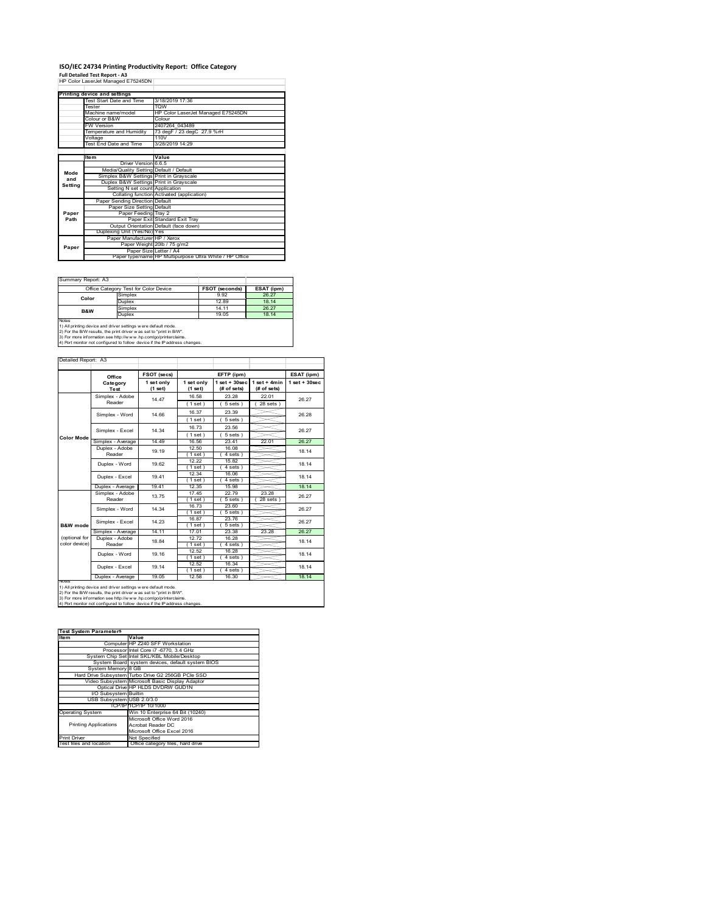# ISO/IEC 24734 Printing Productivity Report: Office Category

**Full Detailed Test Report - A3**

HP Color LaserJet Managed E75245DN

| Printing device and settings | |
|---|---|
| Test Start Date and Time | 3/18/2019 17:36 |
| Tester | TQW |
| Machine name/model | HP Color LaserJet Managed E75245DN |
| Colour or B&W | Colour |
| FW Version | 2407264_043489 |
| Temperature and Humidity | 73 degF / 23 degC 27.9 %rH |
| Voltage | 110V |
| Test End Date and Time | 3/28/2019 14:29 |

| | Item | Value |
|---|---|---|
| Mode and Setting | Driver Version | 6.6.5 |
| | Media/Quality Setting | Default / Default |
| | Simplex B&W Settings | Print in Grayscale |
| | Duplex B&W Settings | Print in Grayscale |
| | Setting N set count | Application |
| | Collating function | Activated (application) |
| Paper Path | Paper Sending Direction | Default |
| | Paper Size Setting | Default |
| | Paper Feeding | Tray 2 |
| | Paper Exit | Standard Exit Tray |
| | Output Orientation | Default (face down) |
| | Duplexing Unit (Yes/No) | Yes |
| Paper | Paper Manufacturer | HP / Xerox |
| | Paper Weight | 20lb / 75 g/m2 |
| | Paper Size | Letter / A4 |
| | Paper type/name | HP Multipurpose Ultra White / HP Office |

Summary Report: A3

| Office Category Test for Color Device | | FSOT (seconds) | ESAT (ipm) |
|---|---|---|---|
| Color | Simplex | 9.92 | 26.27 |
| | Duplex | 12.89 | 18.14 |
| B&W | Simplex | 14.11 | 26.27 |
| | Duplex | 19.05 | 18.14 |

Notes
1) All printing device and driver settings were default mode.
2) For the B/W results, the print driver was set to "print in B/W".
3) For more information see http://www.hp.com/go/printerclaims.
4) Port monitor not configured to follow device if the IP address changes.

Detailed Report: A3

| | Office Category Test | FSOT (secs) 1 set only (1 set) | EFTP (ipm) 1 set only (1 set) | EFTP (ipm) 1 set + 30sec (# of sets) | EFTP (ipm) 1 set + 4min (# of sets) | ESAT (ipm) 1 set + 30sec |
|---|---|---|---|---|---|---|
| Color Mode | Simplex - Adobe Reader | 14.47 | 16.58 (1 set) | 23.28 (5 sets) | 22.01 (28 sets) | 26.27 |
| | Simplex - Word | 14.66 | 16.37 (1 set) | 23.39 (5 sets) | | 26.28 |
| | Simplex - Excel | 14.34 | 16.73 (1 set) | 23.56 (5 sets) | | 26.27 |
| | Simplex - Average | 14.49 | 16.56 | 23.41 | 22.01 | 26.27 |
| | Duplex - Adobe Reader | 19.19 | 12.50 (1 set) | 16.08 (4 sets) | | 18.14 |
| | Duplex - Word | 19.62 | 12.22 (1 set) | 15.82 (4 sets) | | 18.14 |
| | Duplex - Excel | 19.41 | 12.34 (1 set) | 16.06 (4 sets) | | 18.14 |
| | Duplex - Average | 19.41 | 12.35 | 15.98 | | 18.14 |
| B&W mode (optional for color device) | Simplex - Adobe Reader | 13.75 | 17.45 (1 set) | 22.79 (5 sets) | 23.28 (28 sets) | 26.27 |
| | Simplex - Word | 14.34 | 16.73 (1 set) | 23.60 (5 sets) | | 26.27 |
| | Simplex - Excel | 14.23 | 16.87 (1 set) | 23.76 (5 sets) | | 26.27 |
| | Simplex - Average | 14.11 | 17.01 | 23.38 | 23.28 | 26.27 |
| | Duplex - Adobe Reader | 18.84 | 12.72 (1 set) | 16.28 (4 sets) | | 18.14 |
| | Duplex - Word | 19.16 | 12.52 (1 set) | 16.28 (4 sets) | | 18.14 |
| | Duplex - Excel | 19.14 | 12.52 (1 set) | 16.34 (4 sets) | | 18.14 |
| | Duplex - Average | 19.05 | 12.58 | 16.30 | | 18.14 |

Notes
1) All printing device and driver settings were default mode.
2) For the B/W results, the print driver was set to "print in B/W".
3) For more information see http://www.hp.com/go/printerclaims.
4) Port monitor not configured to follow device if the IP address changes.

| Test System Parameters | |
|---|---|
| Item | Value |
| Computer | HP Z240 SFF Workstation |
| Processor | Intel Core i7 -6770, 3.4 GHz |
| System Chip Set | Intel SKL/KBL Mobile/Desktop |
| System Board | system devices, default system BIOS |
| System Memory | 8 GB |
| Hard Drive Subsystem | Turbo Drive G2 256GB PCIe SSD |
| Video Subsystem | Microsoft Basic Display Adaptor |
| Optical Drive | HP HLDS DVDRW GUD1N |
| I/O Subsystem | Builtin |
| USB Subsystem | USB 2.0/3.0 |
| TCP/IP | TCP/IP 10/1000 |
| Operating System | Win 10 Enterprise 64 Bit (10240) |
| Printing Applications | Microsoft Office Word 2016<br>Acrobat Reader DC<br>Microsoft Office Excel 2016 |
| Print Driver | Not Specified |
| Test files and location | Office category files, hard drive |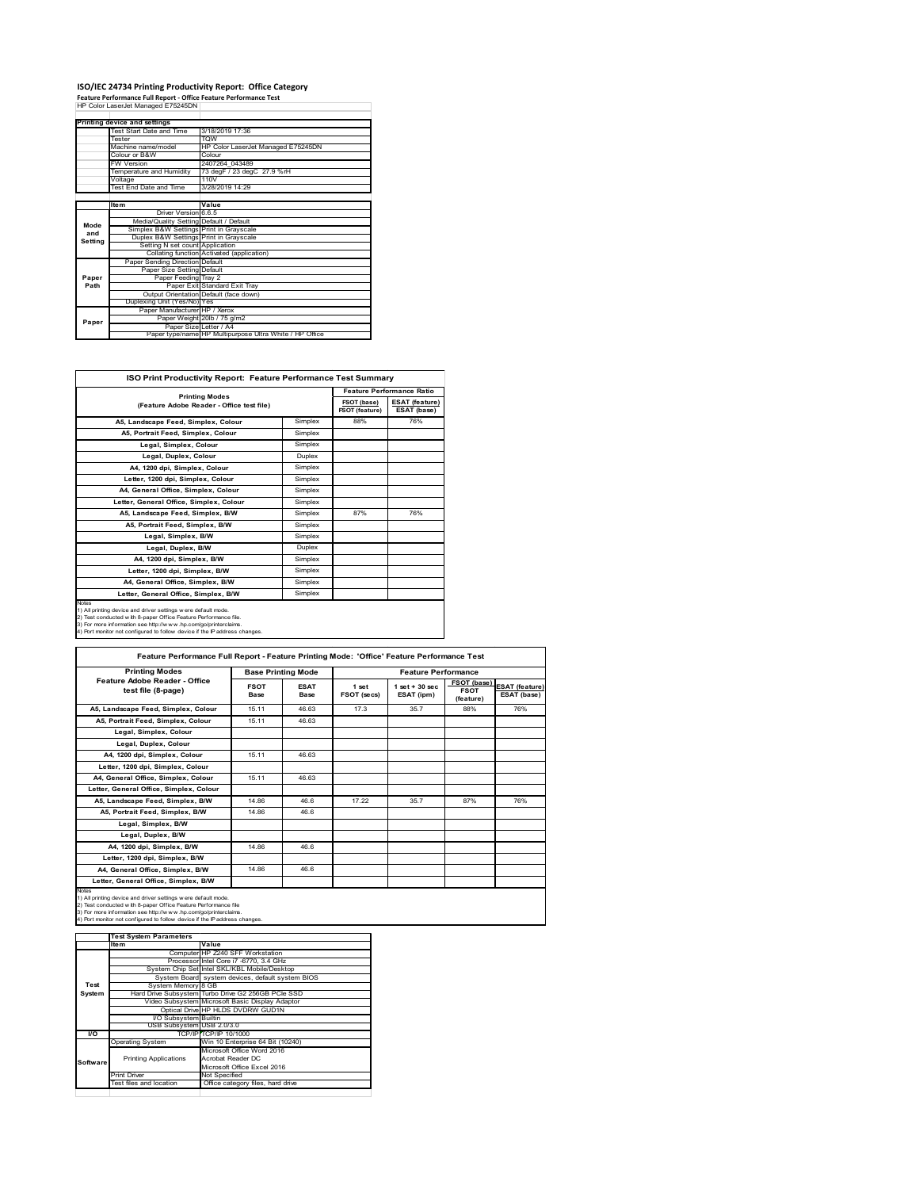# ISO/IEC 24734 Printing Productivity Report: Office Category

**Feature Performance Full Report - Office Feature Performance Test**

HP Color LaserJet Managed E75245DN

| Printing device and settings | | |
|---|---|---|
| | Test Start Date and Time | 3/18/2019 17:36 |
| | Tester | TQW |
| | Machine name/model | HP Color LaserJet Managed E75245DN |
| | Colour or B&W | Colour |
| | FW Version | 2407264_043489 |
| | Temperature and Humidity | 73 degF / 23 degC 27.9 %rH |
| | Voltage | 110V |
| | Test End Date and Time | 3/28/2019 14:29 |

| | Item | Value |
|---|---|---|
| Mode and Setting | Driver Version | 6.6.5 |
| | Media/Quality Setting | Default / Default |
| | Simplex B&W Settings | Print in Grayscale |
| | Duplex B&W Settings | Print in Grayscale |
| | Setting N set count | Application |
| | Collating function | Activated (application) |
| Paper Path | Paper Sending Direction | Default |
| | Paper Size Setting | Default |
| | Paper Feeding | Tray 2 |
| | Paper Exit | Standard Exit Tray |
| | Output Orientation | Default (face down) |
| | Duplexing Unit (Yes/No) | Yes |
| Paper | Paper Manufacturer | HP / Xerox |
| | Paper Weight | 20lb / 75 g/m2 |
| | Paper Size | Letter / A4 |
| | Paper type/name | HP Multipurpose Ultra White / HP Office |

## ISO Print Productivity Report: Feature Performance Test Summary

| Printing Modes (Feature Adobe Reader - Office test file) | | Feature Performance Ratio FSOT (base) / FSOT (feature) | ESAT (feature) / ESAT (base) |
|---|---|---|---|
| A5, Landscape Feed, Simplex, Colour | Simplex | 88% | 76% |
| A5, Portrait Feed, Simplex, Colour | Simplex | | |
| Legal, Simplex, Colour | Simplex | | |
| Legal, Duplex, Colour | Duplex | | |
| A4, 1200 dpi, Simplex, Colour | Simplex | | |
| Letter, 1200 dpi, Simplex, Colour | Simplex | | |
| A4, General Office, Simplex, Colour | Simplex | | |
| Letter, General Office, Simplex, Colour | Simplex | | |
| A5, Landscape Feed, Simplex, B/W | Simplex | 87% | 76% |
| A5, Portrait Feed, Simplex, B/W | Simplex | | |
| Legal, Simplex, B/W | Simplex | | |
| Legal, Duplex, B/W | Duplex | | |
| A4, 1200 dpi, Simplex, B/W | Simplex | | |
| Letter, 1200 dpi, Simplex, B/W | Simplex | | |
| A4, General Office, Simplex, B/W | Simplex | | |
| Letter, General Office, Simplex, B/W | Simplex | | |

Notes
1) All printing device and driver settings were default mode.
2) Test conducted with 8-paper Office Feature Performance file.
3) For more information see http://www.hp.com/go/printerclaims.
4) Port monitor not configured to follow device if the IP address changes.

## Feature Performance Full Report - Feature Printing Mode: 'Office' Feature Performance Test

| Printing Modes Feature Adobe Reader - Office test file (8-page) | Base Printing Mode FSOT Base | ESAT Base | Feature Performance 1 set FSOT (secs) | 1 set + 30 sec ESAT (ipm) | FSOT (base) / FSOT (feature) | ESAT (feature) / ESAT (base) |
|---|---|---|---|---|---|---|
| A5, Landscape Feed, Simplex, Colour | 15.11 | 46.63 | 17.3 | 35.7 | 88% | 76% |
| A5, Portrait Feed, Simplex, Colour | 15.11 | 46.63 | | | | |
| Legal, Simplex, Colour | | | | | | |
| Legal, Duplex, Colour | | | | | | |
| A4, 1200 dpi, Simplex, Colour | 15.11 | 46.63 | | | | |
| Letter, 1200 dpi, Simplex, Colour | | | | | | |
| A4, General Office, Simplex, Colour | 15.11 | 46.63 | | | | |
| Letter, General Office, Simplex, Colour | | | | | | |
| A5, Landscape Feed, Simplex, B/W | 14.86 | 46.6 | 17.22 | 35.7 | 87% | 76% |
| A5, Portrait Feed, Simplex, B/W | 14.86 | 46.6 | | | | |
| Legal, Simplex, B/W | | | | | | |
| Legal, Duplex, B/W | | | | | | |
| A4, 1200 dpi, Simplex, B/W | 14.86 | 46.6 | | | | |
| Letter, 1200 dpi, Simplex, B/W | | | | | | |
| A4, General Office, Simplex, B/W | 14.86 | 46.6 | | | | |
| Letter, General Office, Simplex, B/W | | | | | | |

Notes
1) All printing device and driver settings were default mode.
2) Test conducted with 8-paper Office Feature Performance file
3) For more information see http://www.hp.com/go/printerclaims.
4) Port monitor not configured to follow device if the IP address changes.

| Test System Parameters | | |
|---|---|---|
| | Item | Value |
| Test System | Computer | HP Z240 SFF Workstation |
| | Processor | Intel Core i7 -6770, 3.4 GHz |
| | System Chip Set | Intel SKL/KBL Mobile/Desktop |
| | System Board | system devices, default system BIOS |
| | System Memory | 8 GB |
| | Hard Drive Subsystem | Turbo Drive G2 256GB PCIe SSD |
| | Video Subsystem | Microsoft Basic Display Adaptor |
| | Optical Drive | HP HLDS DVDRW GUD1N |
| | I/O Subsystem | Builtin |
| | USB Subsystem | USB 2.0/3.0 |
| I/O | TCP/IP | TCP/IP 10/1000 |
| Software | Operating System | Win 10 Enterprise 64 Bit (10240) |
| | Printing Applications | Microsoft Office Word 2016<br>Acrobat Reader DC<br>Microsoft Office Excel 2016 |
| | Print Driver | Not Specified |
| | Test files and location | Office category files, hard drive |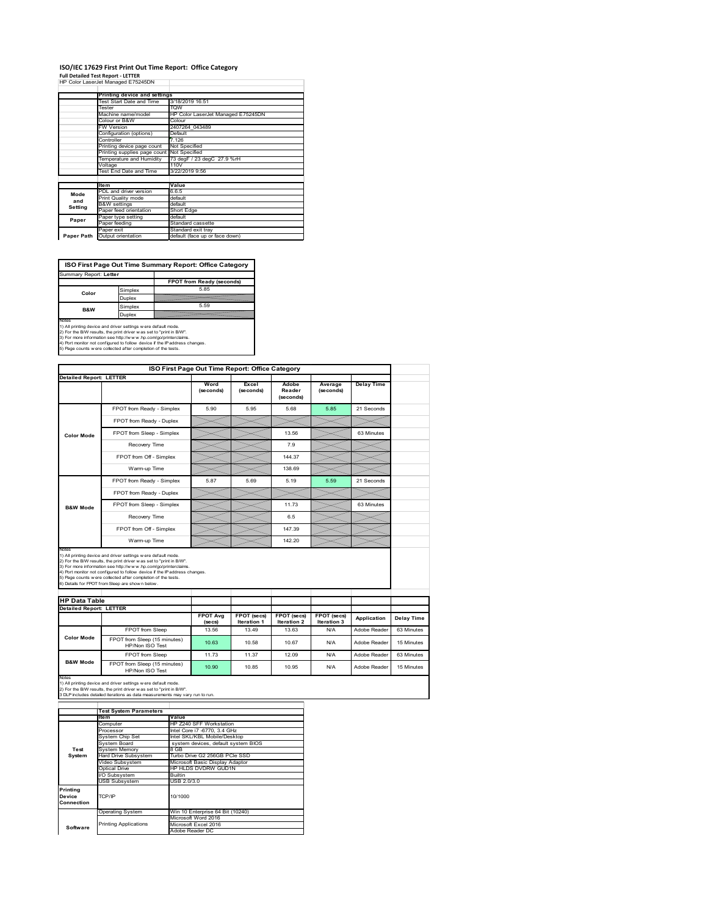# ISO/IEC 17629 First Print Out Time Report: Office Category

**Full Detailed Test Report - LETTER**

HP Color LaserJet Managed E75245DN

| | Printing device and settings | |
|---|---|---|
| | Test Start Date and Time | 3/18/2019 16:51 |
| | Tester | TQW |
| | Machine name/model | HP Color LaserJet Managed E75245DN |
| | Colour or B&W | Colour |
| | FW Version | 2407264_043489 |
| | Configuration (options) | Default |
| | Controller | 7.126 |
| | Printing device page count | Not Specified |
| | Printing supplies page count | Not Specified |
| | Temperature and Humidity | 73 degF / 23 degC 27.9 %rH |
| | Voltage | 110V |
| | Test End Date and Time | 3/22/2019 9:56 |

| | Item | Value |
|---|---|---|
| Mode and Setting | PDL and driver version | 6.6.5 |
| | Print Quality mode | default |
| | B&W settings | default |
| | Paper feed orientation | Short Edge |
| Paper | Paper type setting | default |
| | Paper feeding | Standard cassette |
| | Paper exit | Standard exit tray |
| Paper Path | Output orientation | default (face up or face down) |

**ISO First Page Out Time Summary Report: Office Category**

Summary Report: **Letter**

| | | FPOT from Ready (seconds) |
|---|---|---|
| Color | Simplex | 5.85 |
| | Duplex | |
| B&W | Simplex | 5.59 |
| | Duplex | |

Notes
1) All printing device and driver settings were default mode.
2) For the B/W results, the print driver was set to "print in B/W".
3) For more information see http://www.hp.com/go/printerclaims.
4) Port monitor not configured to follow device if the IP address changes.
5) Page counts were collected after completion of the tests.

**ISO First Page Out Time Report: Office Category**

Detailed Report: **LETTER**

| | | Word (seconds) | Excel (seconds) | Adobe Reader (seconds) | Average (seconds) | Delay Time |
|---|---|---|---|---|---|---|
| Color Mode | FPOT from Ready - Simplex | 5.90 | 5.95 | 5.68 | 5.85 | 21 Seconds |
| | FPOT from Ready - Duplex | | | | | |
| | FPOT from Sleep - Simplex | | | 13.56 | | 63 Minutes |
| | Recovery Time | | | 7.9 | | |
| | FPOT from Off - Simplex | | | 144.37 | | |
| | Warm-up Time | | | 138.69 | | |
| B&W Mode | FPOT from Ready - Simplex | 5.87 | 5.69 | 5.19 | 5.59 | 21 Seconds |
| | FPOT from Ready - Duplex | | | | | |
| | FPOT from Sleep - Simplex | | | 11.73 | | 63 Minutes |
| | Recovery Time | | | 6.5 | | |
| | FPOT from Off - Simplex | | | 147.39 | | |
| | Warm-up Time | | | 142.20 | | |

Notes
1) All printing device and driver settings were default mode.
2) For the B/W results, the print driver was set to "print in B/W".
3) For more information see http://www.hp.com/go/printerclaims.
4) Port monitor not configured to follow device if the IP address changes.
5) Page counts were collected after completion of the tests.
6) Details for FPOT from Sleep are shown below.

**HP Data Table**

Detailed Report: **LETTER**

| | | FPOT Avg (secs) | FPOT (secs) Iteration 1 | FPOT (secs) Iteration 2 | FPOT (secs) Iteration 3 | Application | Delay Time |
|---|---|---|---|---|---|---|---|
| Color Mode | FPOT from Sleep | 13.56 | 13.49 | 13.63 | N/A | Adobe Reader | 63 Minutes |
| | FPOT from Sleep (15 minutes) HP/Non ISO Test | 10.63 | 10.58 | 10.67 | N/A | Adobe Reader | 15 Minutes |
| B&W Mode | FPOT from Sleep | 11.73 | 11.37 | 12.09 | N/A | Adobe Reader | 63 Minutes |
| | FPOT from Sleep (15 minutes) HP/Non ISO Test | 10.90 | 10.85 | 10.95 | N/A | Adobe Reader | 15 Minutes |

Notes
1) All printing device and driver settings were default mode.
2) For the B/W results, the print driver was set to "print in B/W".
3 DLP includes detailed iterations as data measurements may vary run to run.

| | Test System Parameters | |
|---|---|---|
| | Item | Value |
| Test System | Computer | HP Z240 SFF Workstation |
| | Processor | Intel Core i7 -6770, 3.4 GHz |
| | System Chip Set | Intel SKL/KBL Mobile/Desktop |
| | System Board | system devices, default system BIOS |
| | System Memory | 8 GB |
| | Hard Drive Subsystem | Turbo Drive G2 256GB PCIe SSD |
| | Video Subsystem | Microsoft Basic Display Adaptor |
| | Optical Drive | HP HLDS DVDRW GUD1N |
| | I/O Subsystem | Builtin |
| | USB Subsystem | USB 2.0/3.0 |
| Printing Device Connection | TCP/IP | 10/1000 |
| Software | Operating System | Win 10 Enterprise 64 Bit (10240) |
| | Printing Applications | Microsoft Word 2016 |
| | | Microsoft Excel 2016 |
| | | Adobe Reader DC |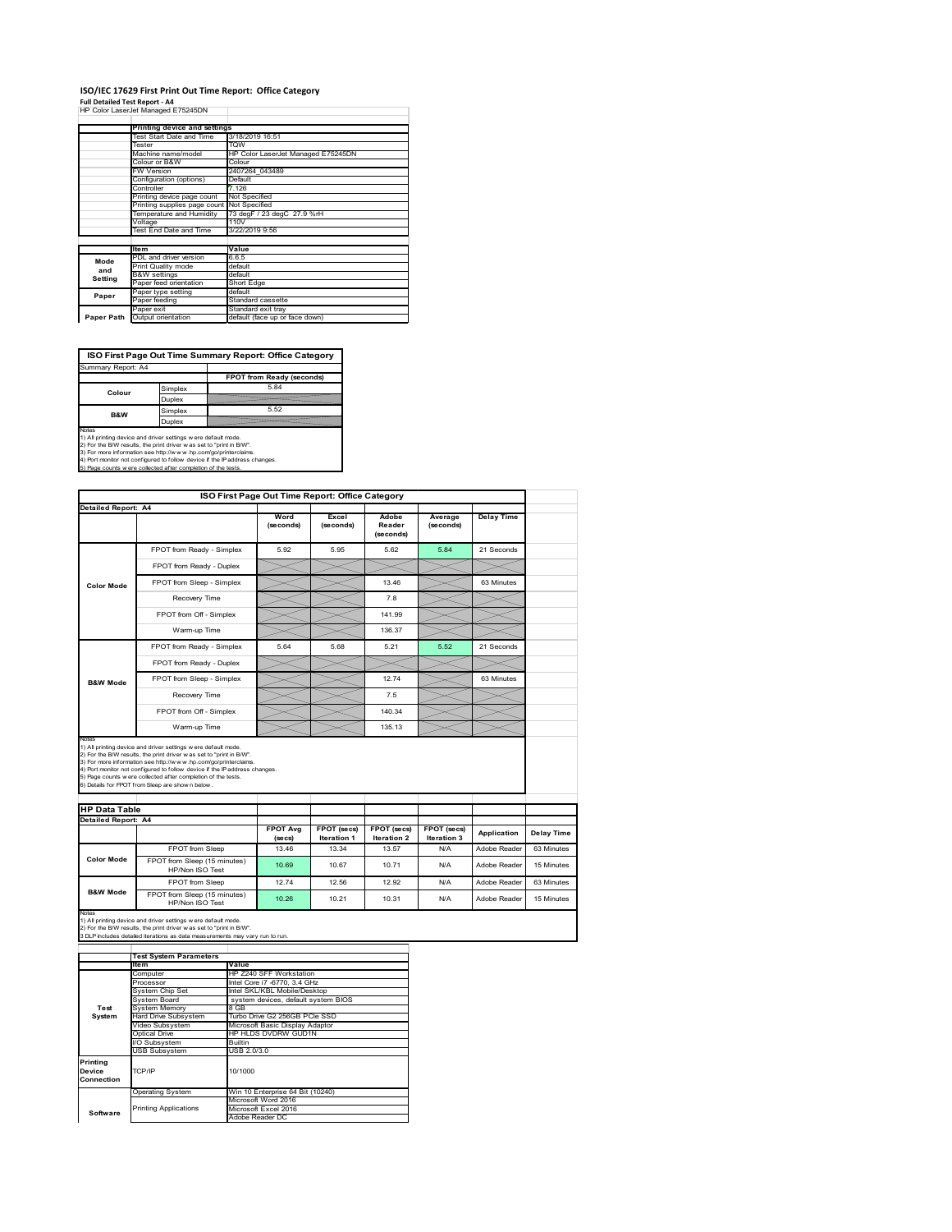# ISO/IEC 17629 First Print Out Time Report: Office Category

**Full Detailed Test Report - A4**

HP Color LaserJet Managed E75245DN

| | | |
|---|---|---|
| | **Printing device and settings** | |
| | Test Start Date and Time | 3/18/2019 16:51 |
| | Tester | TQW |
| | Machine name/model | HP Color LaserJet Managed E75245DN |
| | Colour or B&W | Colour |
| | FW Version | 2407264_043489 |
| | Configuration (options) | Default |
| | Controller | 7.126 |
| | Printing device page count | Not Specified |
| | Printing supplies page count | Not Specified |
| | Temperature and Humidity | 73 degF / 23 degC 27.9 %rH |
| | Voltage | 110V |
| | Test End Date and Time | 3/22/2019 9:56 |

| | Item | Value |
|---|---|---|
| Mode and Setting | PDL and driver version | 6.6.5 |
| | Print Quality mode | default |
| | B&W settings | default |
| | Paper feed orientation | Short Edge |
| Paper | Paper type setting | default |
| | Paper feeding | Standard cassette |
| | Paper exit | Standard exit tray |
| Paper Path | Output orientation | default (face up or face down) |

**ISO First Page Out Time Summary Report: Office Category**

Summary Report: A4

| | | FPOT from Ready (seconds) |
|---|---|---|
| Colour | Simplex | 5.84 |
| | Duplex | |
| B&W | Simplex | 5.52 |
| | Duplex | |

Notes
1) All printing device and driver settings were default mode.
2) For the B/W results, the print driver was set to "print in B/W".
3) For more information see http://www.hp.com/go/printerclaims.
4) Port monitor not configured to follow device if the IP address changes.
5) Page counts were collected after completion of the tests.

**ISO First Page Out Time Report: Office Category**

Detailed Report: A4

| | | Word (seconds) | Excel (seconds) | Adobe Reader (seconds) | Average (seconds) | Delay Time |
|---|---|---|---|---|---|---|
| Color Mode | FPOT from Ready - Simplex | 5.92 | 5.95 | 5.62 | 5.84 | 21 Seconds |
| | FPOT from Ready - Duplex | | | | | |
| | FPOT from Sleep - Simplex | | | 13.46 | | 63 Minutes |
| | Recovery Time | | | 7.8 | | |
| | FPOT from Off - Simplex | | | 141.99 | | |
| | Warm-up Time | | | 136.37 | | |
| B&W Mode | FPOT from Ready - Simplex | 5.64 | 5.68 | 5.21 | 5.52 | 21 Seconds |
| | FPOT from Ready - Duplex | | | | | |
| | FPOT from Sleep - Simplex | | | 12.74 | | 63 Minutes |
| | Recovery Time | | | 7.5 | | |
| | FPOT from Off - Simplex | | | 140.34 | | |
| | Warm-up Time | | | 135.13 | | |

Notes
1) All printing device and driver settings were default mode.
2) For the B/W results, the print driver was set to "print in B/W".
3) For more information see http://www.hp.com/go/printerclaims.
4) Port monitor not configured to follow device if the IP address changes.
5) Page counts were collected after completion of the tests.
6) Details for FPOT from Sleep are shown below.

**HP Data Table**

Detailed Report: A4

| | | FPOT Avg (secs) | FPOT (secs) Iteration 1 | FPOT (secs) Iteration 2 | FPOT (secs) Iteration 3 | Application | Delay Time |
|---|---|---|---|---|---|---|---|
| Color Mode | FPOT from Sleep | 13.46 | 13.34 | 13.57 | N/A | Adobe Reader | 63 Minutes |
| | FPOT from Sleep (15 minutes) HP/Non ISO Test | 10.69 | 10.67 | 10.71 | N/A | Adobe Reader | 15 Minutes |
| B&W Mode | FPOT from Sleep | 12.74 | 12.56 | 12.92 | N/A | Adobe Reader | 63 Minutes |
| | FPOT from Sleep (15 minutes) HP/Non ISO Test | 10.26 | 10.21 | 10.31 | N/A | Adobe Reader | 15 Minutes |

Notes
1) All printing device and driver settings were default mode.
2) For the B/W results, the print driver was set to "print in B/W".
3 DLP includes detailed iterations as data measurements may vary run to run.

| | Test System Parameters | |
|---|---|---|
| | Item | Value |
| Test System | Computer | HP Z240 SFF Workstation |
| | Processor | Intel Core i7 -6770, 3.4 GHz |
| | System Chip Set | Intel SKL/KBL Mobile/Desktop |
| | System Board | system devices, default system BIOS |
| | System Memory | 8 GB |
| | Hard Drive Subsystem | Turbo Drive G2 256GB PCIe SSD |
| | Video Subsystem | Microsoft Basic Display Adaptor |
| | Optical Drive | HP HLDS DVDRW GUD1N |
| | I/O Subsystem | Builtin |
| | USB Subsystem | USB 2.0/3.0 |
| Printing Device Connection | TCP/IP | 10/1000 |
| Software | Operating System | Win 10 Enterprise 64 Bit (10240) |
| | Printing Applications | Microsoft Word 2016<br>Microsoft Excel 2016<br>Adobe Reader DC |